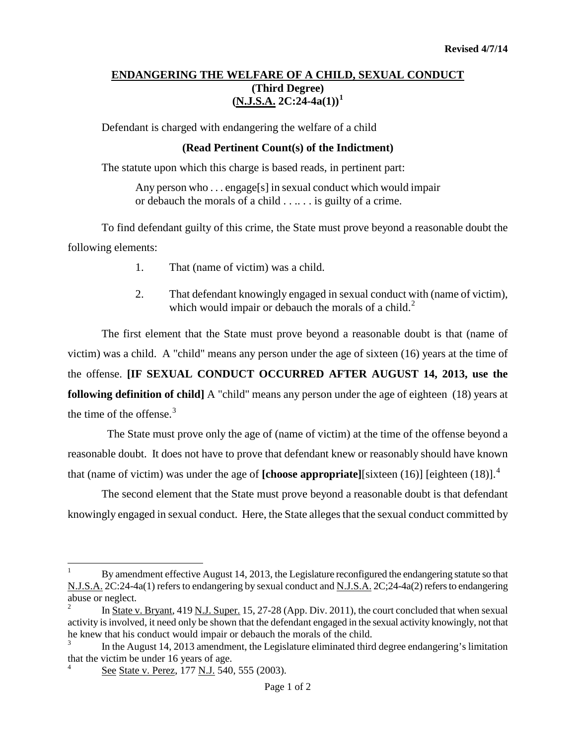**Revised 4/7/14**

# ENDANGERING THE WELFARE OF A CHILD, SEXUAL CONDUCT
## (Third Degree)
## (N.J.S.A. 2C:24-4a(1))[1]

Defendant is charged with endangering the welfare of a child

**(Read Pertinent Count(s) of the Indictment)**

The statute upon which this charge is based reads, in pertinent part:

> Any person who . . . engage[s] in sexual conduct which would impair or debauch the morals of a child . . .. . . is guilty of a crime.

To find defendant guilty of this crime, the State must prove beyond a reasonable doubt the following elements:

1. That (name of victim) was a child.
2. That defendant knowingly engaged in sexual conduct with (name of victim), which would impair or debauch the morals of a child.[2]

The first element that the State must prove beyond a reasonable doubt is that (name of victim) was a child. A "child" means any person under the age of sixteen (16) years at the time of the offense. **[IF SEXUAL CONDUCT OCCURRED AFTER AUGUST 14, 2013, use the following definition of child]** A "child" means any person under the age of eighteen (18) years at the time of the offense.[3]

The State must prove only the age of (name of victim) at the time of the offense beyond a reasonable doubt. It does not have to prove that defendant knew or reasonably should have known that (name of victim) was under the age of **[choose appropriate]**[sixteen (16)] [eighteen (18)].[4]

The second element that the State must prove beyond a reasonable doubt is that defendant knowingly engaged in sexual conduct. Here, the State alleges that the sexual conduct committed by

---

[1] By amendment effective August 14, 2013, the Legislature reconfigured the endangering statute so that N.J.S.A. 2C:24-4a(1) refers to endangering by sexual conduct and N.J.S.A. 2C;24-4a(2) refers to endangering abuse or neglect.

[2] In State v. Bryant, 419 N.J. Super. 15, 27-28 (App. Div. 2011), the court concluded that when sexual activity is involved, it need only be shown that the defendant engaged in the sexual activity knowingly, not that he knew that his conduct would impair or debauch the morals of the child.

[3] In the August 14, 2013 amendment, the Legislature eliminated third degree endangering's limitation that the victim be under 16 years of age.

[4] See State v. Perez, 177 N.J. 540, 555 (2003).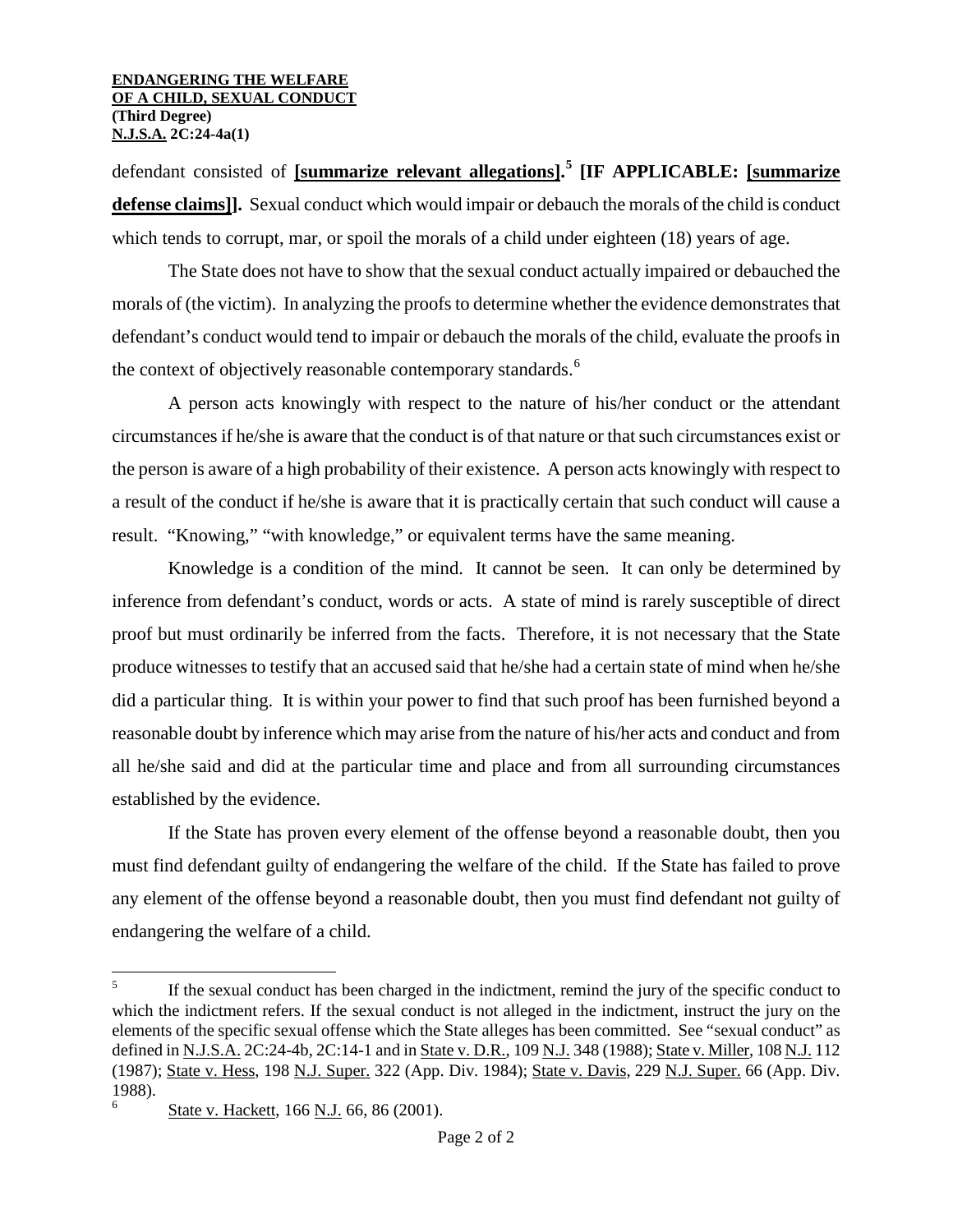defendant consisted of **[summarize relevant allegations].**[5] **[IF APPLICABLE: [summarize defense claims]].** Sexual conduct which would impair or debauch the morals of the child is conduct which tends to corrupt, mar, or spoil the morals of a child under eighteen (18) years of age.

The State does not have to show that the sexual conduct actually impaired or debauched the morals of (the victim). In analyzing the proofs to determine whether the evidence demonstrates that defendant's conduct would tend to impair or debauch the morals of the child, evaluate the proofs in the context of objectively reasonable contemporary standards.[6]

A person acts knowingly with respect to the nature of his/her conduct or the attendant circumstances if he/she is aware that the conduct is of that nature or that such circumstances exist or the person is aware of a high probability of their existence. A person acts knowingly with respect to a result of the conduct if he/she is aware that it is practically certain that such conduct will cause a result. "Knowing," "with knowledge," or equivalent terms have the same meaning.

Knowledge is a condition of the mind. It cannot be seen. It can only be determined by inference from defendant's conduct, words or acts. A state of mind is rarely susceptible of direct proof but must ordinarily be inferred from the facts. Therefore, it is not necessary that the State produce witnesses to testify that an accused said that he/she had a certain state of mind when he/she did a particular thing. It is within your power to find that such proof has been furnished beyond a reasonable doubt by inference which may arise from the nature of his/her acts and conduct and from all he/she said and did at the particular time and place and from all surrounding circumstances established by the evidence.

If the State has proven every element of the offense beyond a reasonable doubt, then you must find defendant guilty of endangering the welfare of the child. If the State has failed to prove any element of the offense beyond a reasonable doubt, then you must find defendant not guilty of endangering the welfare of a child.

---

[5] If the sexual conduct has been charged in the indictment, remind the jury of the specific conduct to which the indictment refers. If the sexual conduct is not alleged in the indictment, instruct the jury on the elements of the specific sexual offense which the State alleges has been committed. See "sexual conduct" as defined in N.J.S.A. 2C:24-4b, 2C:14-1 and in State v. D.R., 109 N.J. 348 (1988); State v. Miller, 108 N.J. 112 (1987); State v. Hess, 198 N.J. Super. 322 (App. Div. 1984); State v. Davis, 229 N.J. Super. 66 (App. Div. 1988).

[6] State v. Hackett, 166 N.J. 66, 86 (2001).